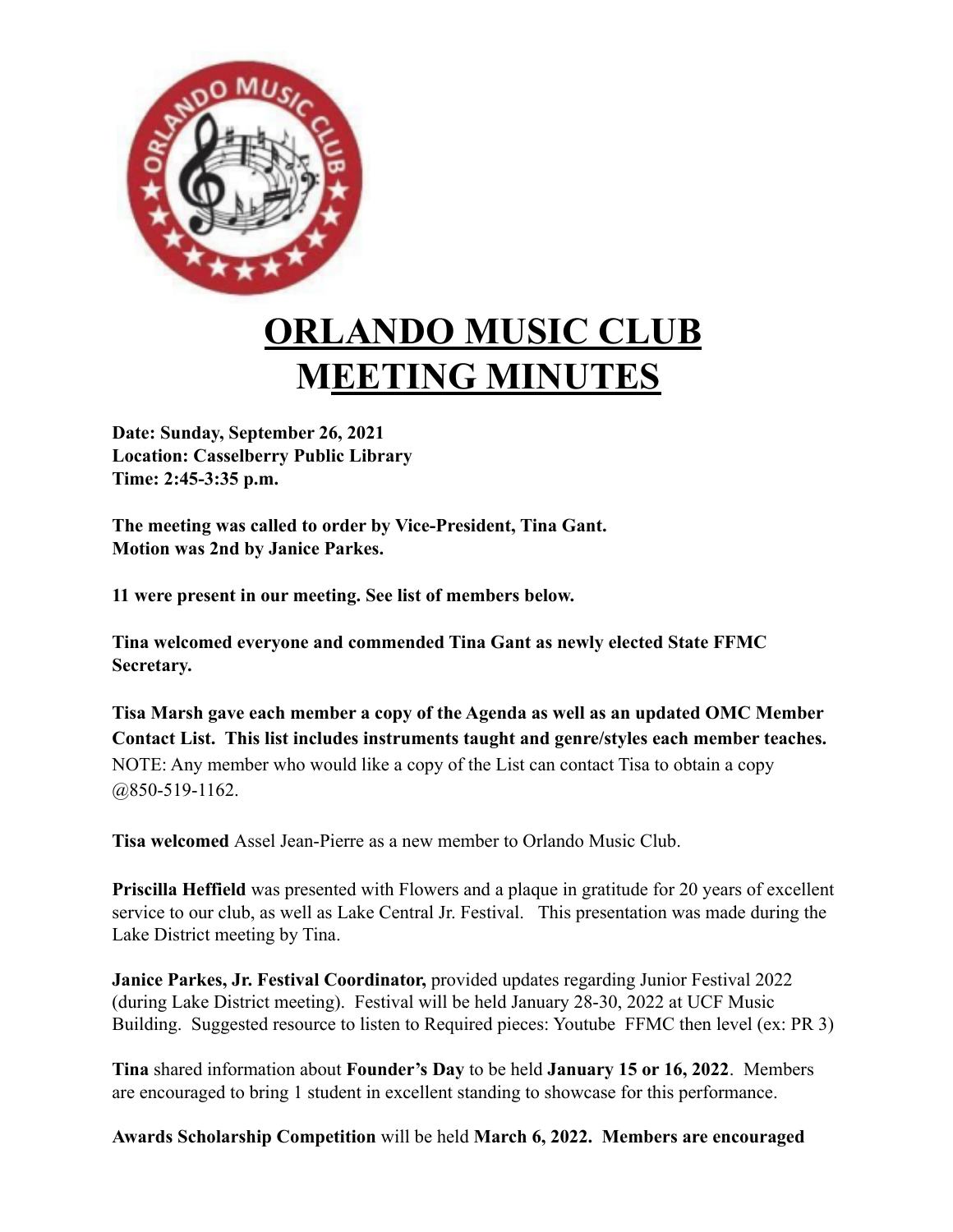# ORLANDO MUSIC CLUB MEETING MINUTES

**Date: Sunday, September 26, 2021**
**Location: Casselberry Public Library**
**Time: 2:45-3:35 p.m.**

**The meeting was called to order by Vice-President, Tina Gant.**
**Motion was 2nd by Janice Parkes.**

**11 were present in our meeting. See list of members below.**

**Tina welcomed everyone and commended Tina Gant as newly elected State FFMC Secretary.**

**Tisa Marsh gave each member a copy of the Agenda as well as an updated OMC Member Contact List. This list includes instruments taught and genre/styles each member teaches.** NOTE: Any member who would like a copy of the List can contact Tisa to obtain a copy @850-519-1162.

**Tisa welcomed** Assel Jean-Pierre as a new member to Orlando Music Club.

**Priscilla Heffield** was presented with Flowers and a plaque in gratitude for 20 years of excellent service to our club, as well as Lake Central Jr. Festival. This presentation was made during the Lake District meeting by Tina.

**Janice Parkes, Jr. Festival Coordinator,** provided updates regarding Junior Festival 2022 (during Lake District meeting). Festival will be held January 28-30, 2022 at UCF Music Building. Suggested resource to listen to Required pieces: Youtube FFMC then level (ex: PR 3)

**Tina** shared information about **Founder's Day** to be held **January 15 or 16, 2022**. Members are encouraged to bring 1 student in excellent standing to showcase for this performance.

**Awards Scholarship Competition** will be held **March 6, 2022. Members are encouraged**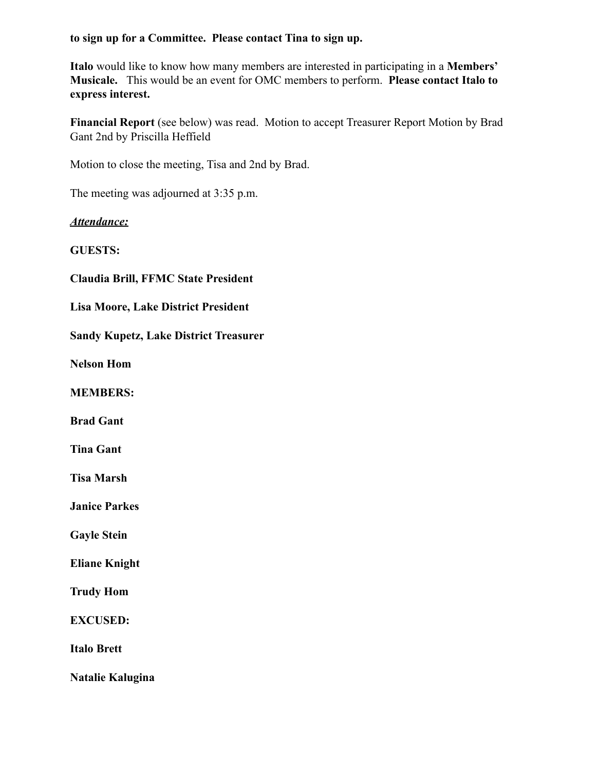**to sign up for a Committee. Please contact Tina to sign up.**

**Italo** would like to know how many members are interested in participating in a **Members' Musicale.** This would be an event for OMC members to perform. **Please contact Italo to express interest.**

**Financial Report** (see below) was read. Motion to accept Treasurer Report Motion by Brad Gant 2nd by Priscilla Heffield

Motion to close the meeting, Tisa and 2nd by Brad.

The meeting was adjourned at 3:35 p.m.

***Attendance:***

**GUESTS:**

**Claudia Brill, FFMC State President**

**Lisa Moore, Lake District President**

**Sandy Kupetz, Lake District Treasurer**

**Nelson Hom**

**MEMBERS:**

**Brad Gant**

**Tina Gant**

**Tisa Marsh**

**Janice Parkes**

**Gayle Stein**

**Eliane Knight**

**Trudy Hom**

**EXCUSED:**

**Italo Brett**

**Natalie Kalugina**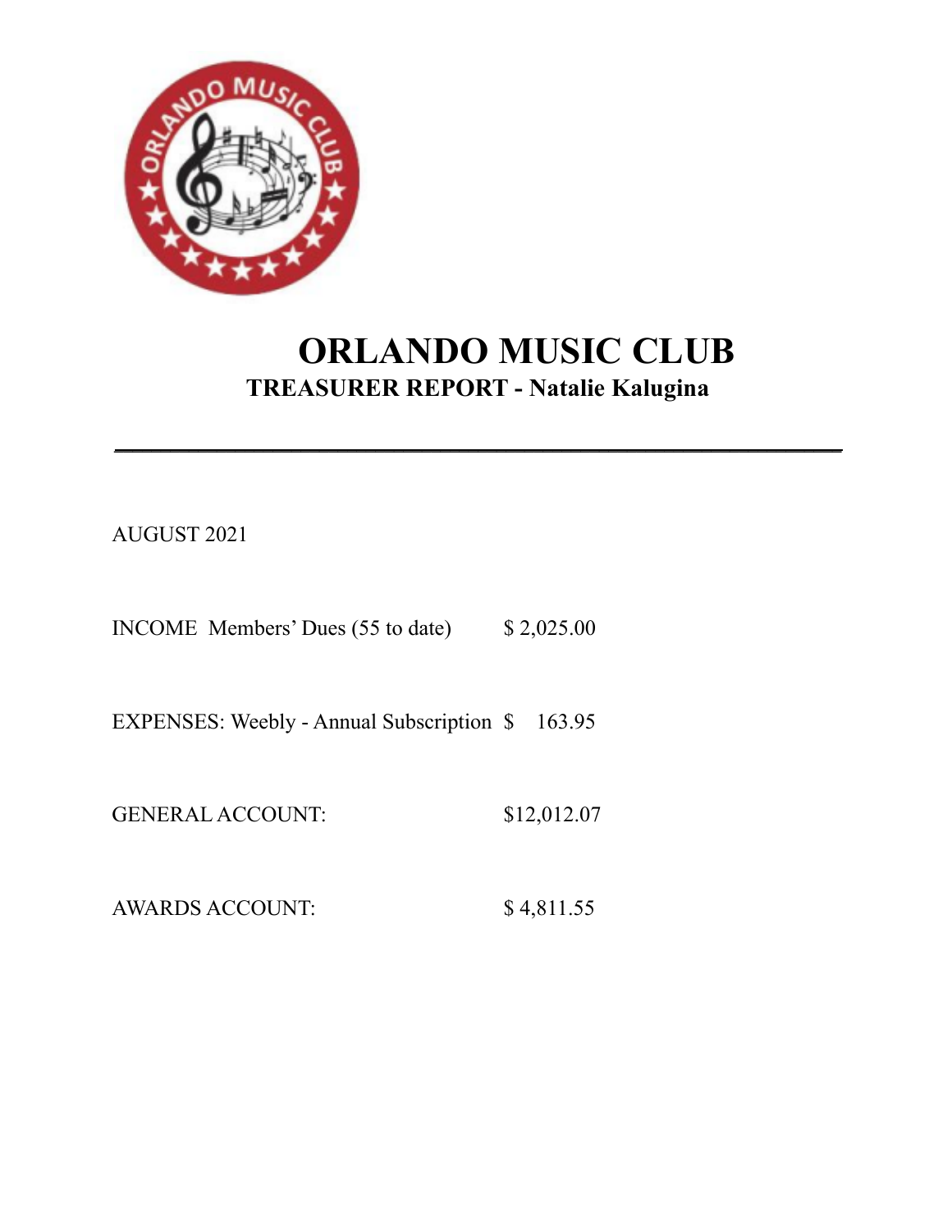# ORLANDO MUSIC CLUB

## TREASURER REPORT - Natalie Kalugina

---

AUGUST 2021

| | |
|---|---|
| INCOME Members' Dues (55 to date) | $ 2,025.00 |
| EXPENSES: Weebly - Annual Subscription | $ 163.95 |
| GENERAL ACCOUNT: | $12,012.07 |
| AWARDS ACCOUNT: | $ 4,811.55 |